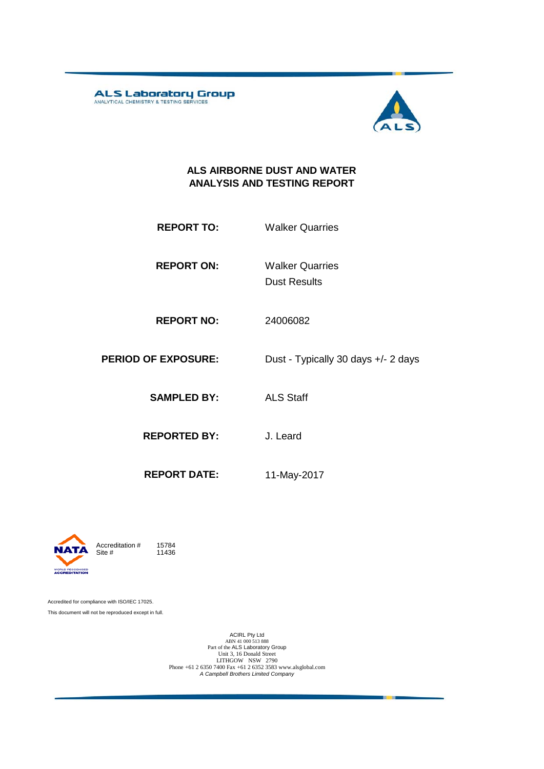**ALS Laboratory Group**
ANALYTICAL CHEMISTRY & TESTING SERVICES

## ALS AIRBORNE DUST AND WATER ANALYSIS AND TESTING REPORT

**REPORT TO:** Walker Quarries

**REPORT ON:** Walker Quarries
Dust Results

**REPORT NO:** 24006082

**PERIOD OF EXPOSURE:** Dust - Typically 30 days +/- 2 days

**SAMPLED BY:** ALS Staff

**REPORTED BY:** J. Leard

**REPORT DATE:** 11-May-2017

NATA
WORLD RECOGNISED ACCREDITATION

Accreditation # 15784
Site # 11436

Accredited for compliance with ISO/IEC 17025.
This document will not be reproduced except in full.

ACIRL Pty Ltd
ABN 41 000 513 888
Part of the ALS Laboratory Group
Unit 3, 16 Donald Street
LITHGOW NSW 2790
Phone +61 2 6350 7400 Fax +61 2 6352 3583 www.alsglobal.com
*A Campbell Brothers Limited Company*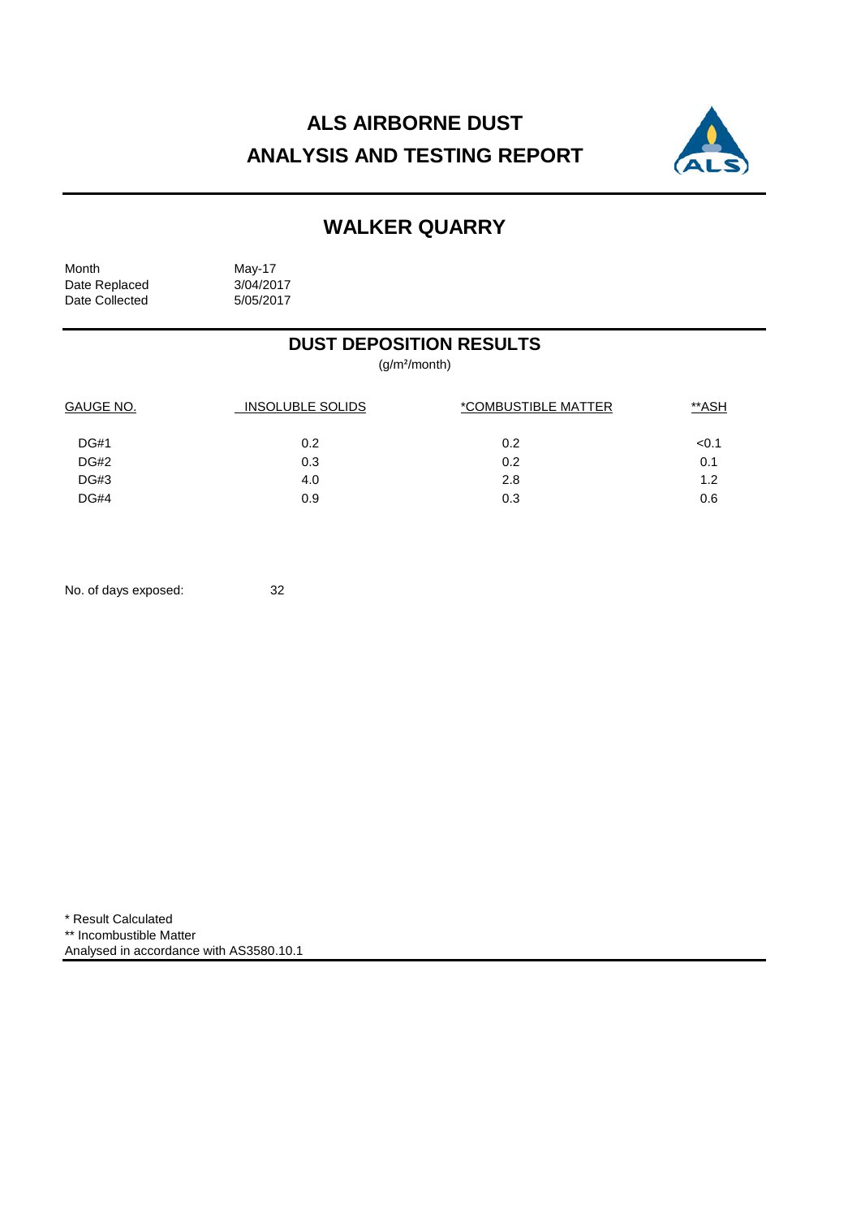# ALS AIRBORNE DUST ANALYSIS AND TESTING REPORT

## WALKER QUARRY

| | |
|---|---|
| Month | May-17 |
| Date Replaced | 3/04/2017 |
| Date Collected | 5/05/2017 |

## DUST DEPOSITION RESULTS

($g/m^2$/month)

| GAUGE NO. | INSOLUBLE SOLIDS | *COMBUSTIBLE MATTER | **ASH |
|---|---|---|---|
| DG#1 | 0.2 | 0.2 | <0.1 |
| DG#2 | 0.3 | 0.2 | 0.1 |
| DG#3 | 4.0 | 2.8 | 1.2 |
| DG#4 | 0.9 | 0.3 | 0.6 |

No. of days exposed: 32

* Result Calculated

** Incombustible Matter

Analysed in accordance with AS3580.10.1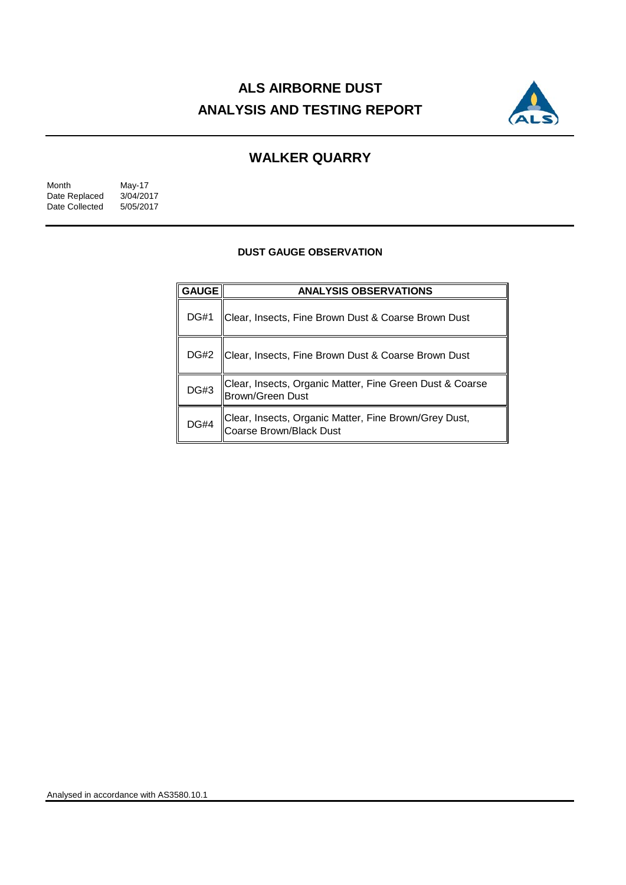# ALS AIRBORNE DUST ANALYSIS AND TESTING REPORT

## WALKER QUARRY

Month May-17
Date Replaced 3/04/2017
Date Collected 5/05/2017

### DUST GAUGE OBSERVATION

| GAUGE | ANALYSIS OBSERVATIONS |
|---|---|
| DG#1 | Clear, Insects, Fine Brown Dust & Coarse Brown Dust |
| DG#2 | Clear, Insects, Fine Brown Dust & Coarse Brown Dust |
| DG#3 | Clear, Insects, Organic Matter, Fine Green Dust & Coarse Brown/Green Dust |
| DG#4 | Clear, Insects, Organic Matter, Fine Brown/Grey Dust, Coarse Brown/Black Dust |

Analysed in accordance with AS3580.10.1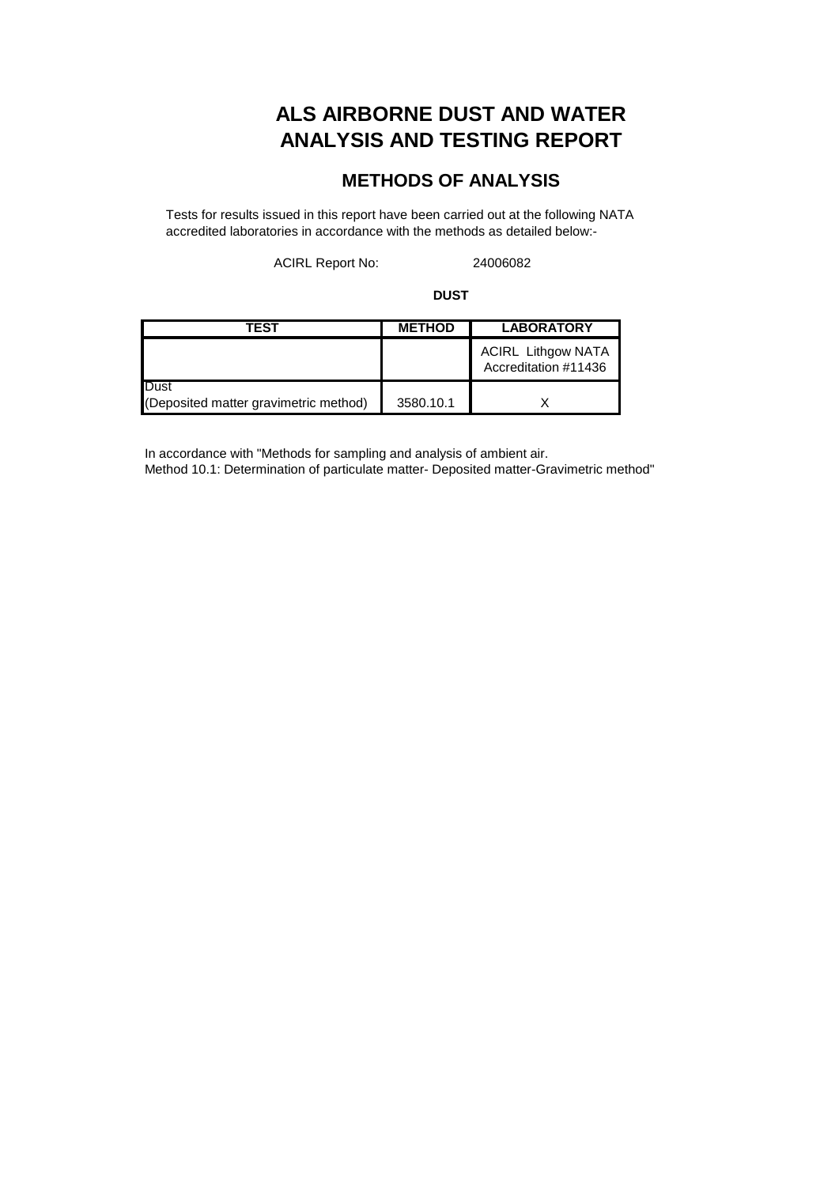# ALS AIRBORNE DUST AND WATER ANALYSIS AND TESTING REPORT

## METHODS OF ANALYSIS

Tests for results issued in this report have been carried out at the following NATA accredited laboratories in accordance with the methods as detailed below:-

ACIRL Report No: 24006082

**DUST**

| TEST | METHOD | LABORATORY |
|---|---|---|
| | | ACIRL Lithgow NATA Accreditation #11436 |
| Dust (Deposited matter gravimetric method) | 3580.10.1 | X |

In accordance with "Methods for sampling and analysis of ambient air.
Method 10.1: Determination of particulate matter- Deposited matter-Gravimetric method"